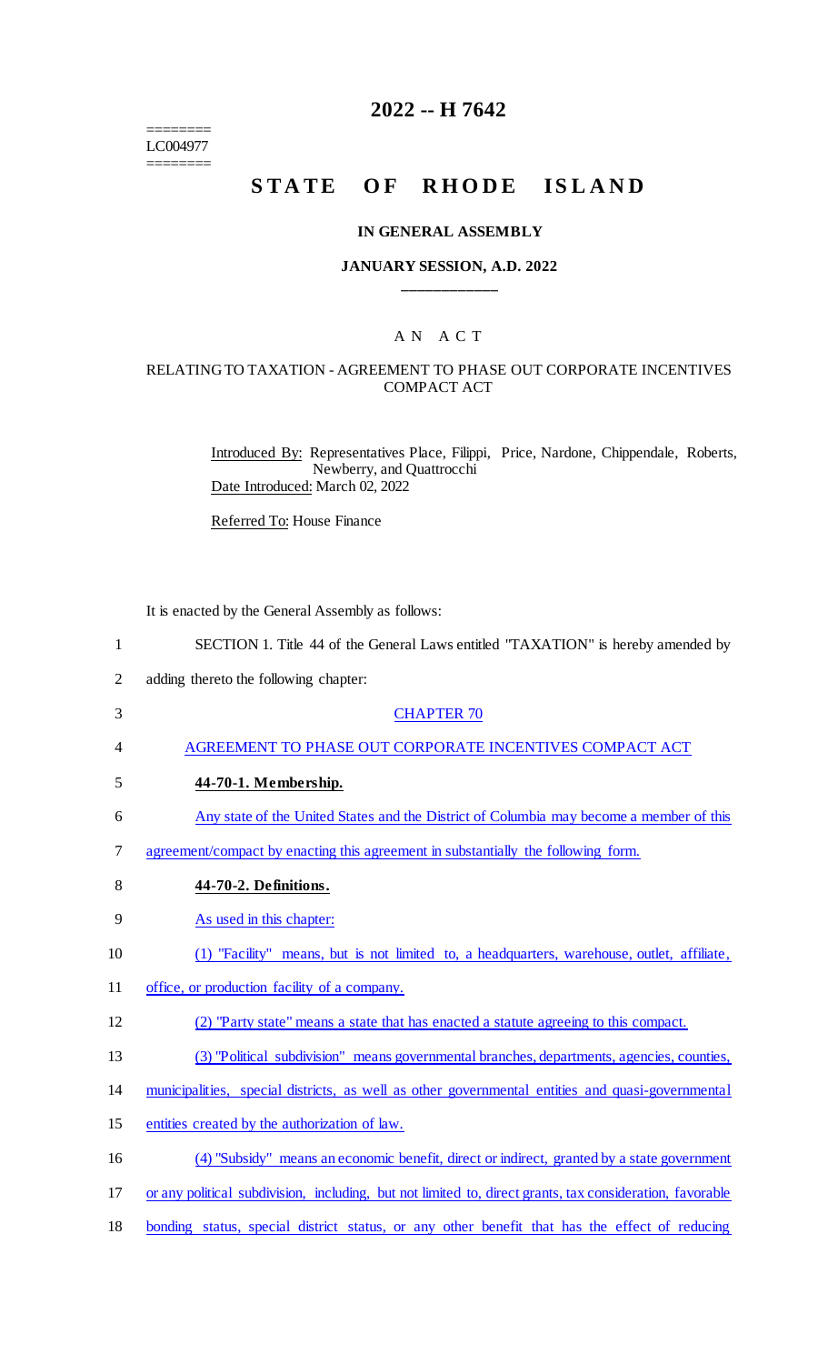========
LC004977
========

# 2022 -- H 7642

# STATE OF RHODE ISLAND

## IN GENERAL ASSEMBLY

### JANUARY SESSION, A.D. 2022

____________

## A N A C T

### RELATING TO TAXATION - AGREEMENT TO PHASE OUT CORPORATE INCENTIVES COMPACT ACT

Introduced By: Representatives Place, Filippi, Price, Nardone, Chippendale, Roberts, Newberry, and Quattrocchi

Date Introduced: March 02, 2022

Referred To: House Finance

It is enacted by the General Assembly as follows:

1 SECTION 1. Title 44 of the General Laws entitled "TAXATION" is hereby amended by
2 adding thereto the following chapter:

3 CHAPTER 70

4 AGREEMENT TO PHASE OUT CORPORATE INCENTIVES COMPACT ACT

5 **44-70-1. Membership.**

6 Any state of the United States and the District of Columbia may become a member of this
7 agreement/compact by enacting this agreement in substantially the following form.

8 **44-70-2. Definitions.**

9 As used in this chapter:

10 (1) "Facility" means, but is not limited to, a headquarters, warehouse, outlet, affiliate,
11 office, or production facility of a company.

12 (2) "Party state" means a state that has enacted a statute agreeing to this compact.

13 (3) "Political subdivision" means governmental branches, departments, agencies, counties,
14 municipalities, special districts, as well as other governmental entities and quasi-governmental
15 entities created by the authorization of law.

16 (4) "Subsidy" means an economic benefit, direct or indirect, granted by a state government
17 or any political subdivision, including, but not limited to, direct grants, tax consideration, favorable
18 bonding status, special district status, or any other benefit that has the effect of reducing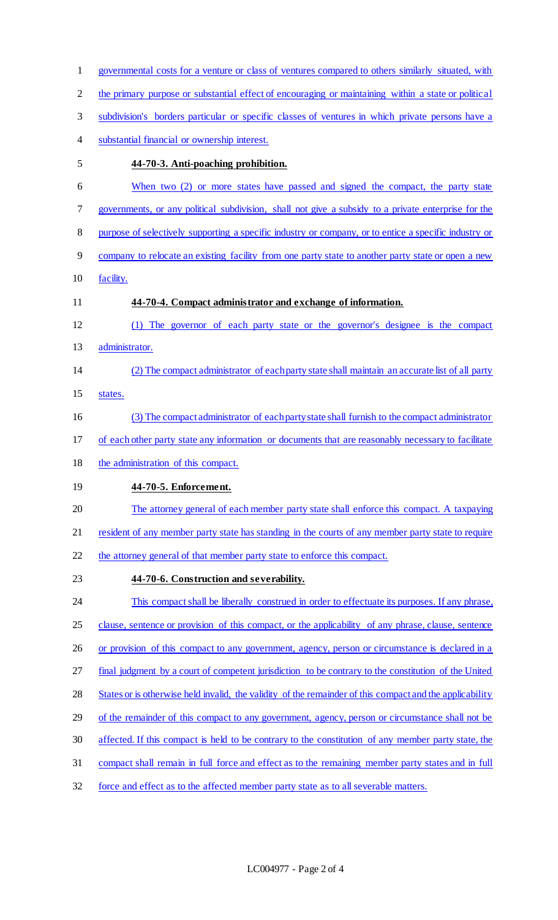governmental costs for a venture or class of ventures compared to others similarly situated, with the primary purpose or substantial effect of encouraging or maintaining within a state or political subdivision's borders particular or specific classes of ventures in which private persons have a substantial financial or ownership interest.

**44-70-3. Anti-poaching prohibition.**

When two (2) or more states have passed and signed the compact, the party state governments, or any political subdivision, shall not give a subsidy to a private enterprise for the purpose of selectively supporting a specific industry or company, or to entice a specific industry or company to relocate an existing facility from one party state to another party state or open a new facility.

**44-70-4. Compact administrator and exchange of information.**

(1) The governor of each party state or the governor's designee is the compact administrator.

(2) The compact administrator of each party state shall maintain an accurate list of all party states.

(3) The compact administrator of each party state shall furnish to the compact administrator of each other party state any information or documents that are reasonably necessary to facilitate the administration of this compact.

**44-70-5. Enforcement.**

The attorney general of each member party state shall enforce this compact. A taxpaying resident of any member party state has standing in the courts of any member party state to require the attorney general of that member party state to enforce this compact.

**44-70-6. Construction and severability.**

This compact shall be liberally construed in order to effectuate its purposes. If any phrase, clause, sentence or provision of this compact, or the applicability of any phrase, clause, sentence or provision of this compact to any government, agency, person or circumstance is declared in a final judgment by a court of competent jurisdiction to be contrary to the constitution of the United States or is otherwise held invalid, the validity of the remainder of this compact and the applicability of the remainder of this compact to any government, agency, person or circumstance shall not be affected. If this compact is held to be contrary to the constitution of any member party state, the compact shall remain in full force and effect as to the remaining member party states and in full force and effect as to the affected member party state as to all severable matters.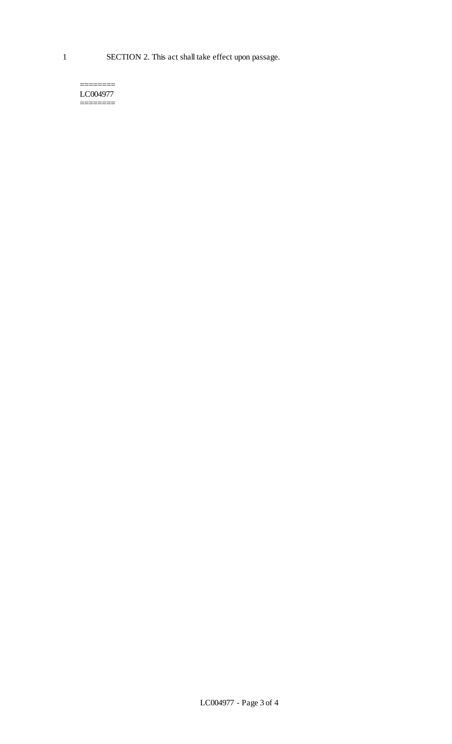SECTION 2. This act shall take effect upon passage.

========
LC004977
========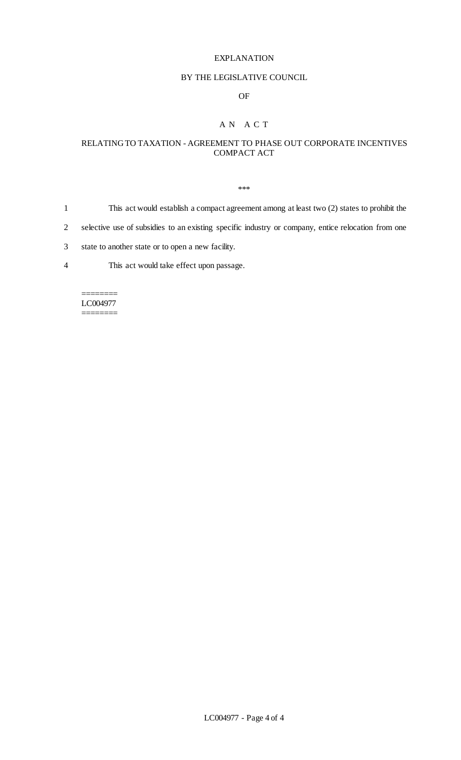EXPLANATION

BY THE LEGISLATIVE COUNCIL

OF

A N A C T

RELATING TO TAXATION - AGREEMENT TO PHASE OUT CORPORATE INCENTIVES COMPACT ACT

\*\*\*

This act would establish a compact agreement among at least two (2) states to prohibit the selective use of subsidies to an existing specific industry or company, entice relocation from one state to another state or to open a new facility.

This act would take effect upon passage.

========
LC004977
========